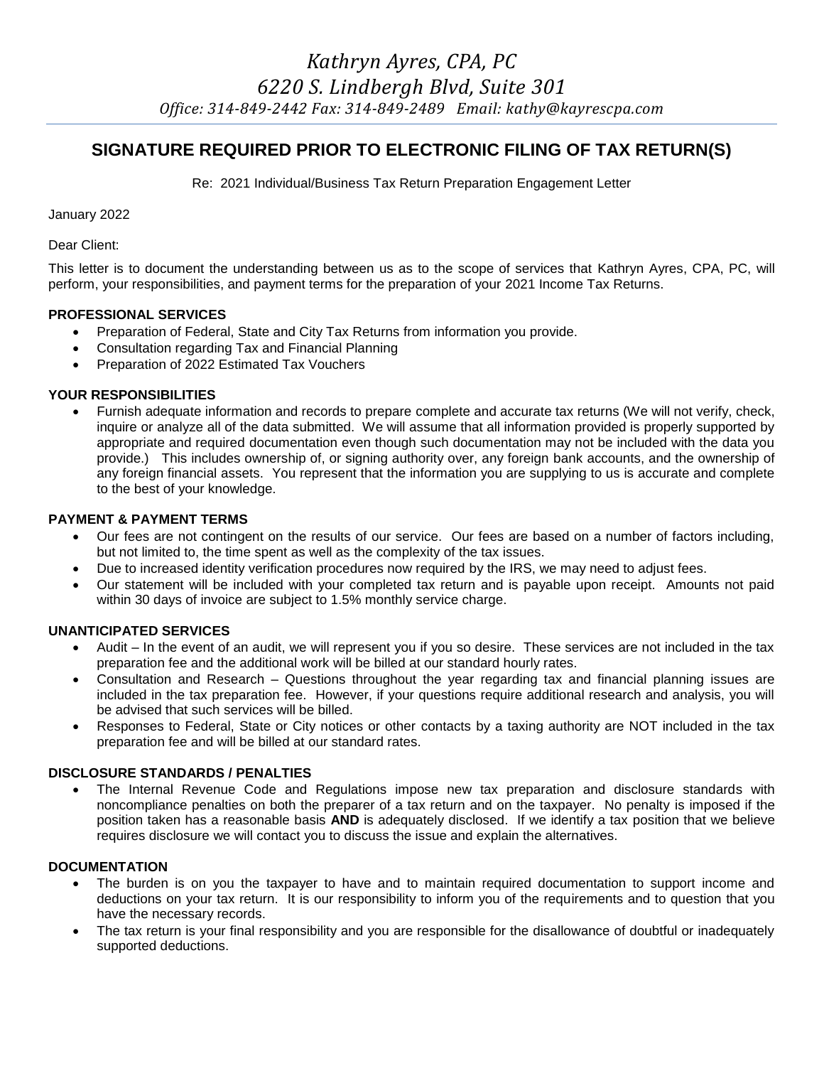*Kathryn Ayres, CPA, PC*
*6220 S. Lindbergh Blvd, Suite 301*
*Office: 314-849-2442 Fax: 314-849-2489 Email: kathy@kayrescpa.com*

# SIGNATURE REQUIRED PRIOR TO ELECTRONIC FILING OF TAX RETURN(S)

Re: 2021 Individual/Business Tax Return Preparation Engagement Letter

January 2022

Dear Client:

This letter is to document the understanding between us as to the scope of services that Kathryn Ayres, CPA, PC, will perform, your responsibilities, and payment terms for the preparation of your 2021 Income Tax Returns.

**PROFESSIONAL SERVICES**

- Preparation of Federal, State and City Tax Returns from information you provide.
- Consultation regarding Tax and Financial Planning
- Preparation of 2022 Estimated Tax Vouchers

**YOUR RESPONSIBILITIES**

- Furnish adequate information and records to prepare complete and accurate tax returns (We will not verify, check, inquire or analyze all of the data submitted. We will assume that all information provided is properly supported by appropriate and required documentation even though such documentation may not be included with the data you provide.) This includes ownership of, or signing authority over, any foreign bank accounts, and the ownership of any foreign financial assets. You represent that the information you are supplying to us is accurate and complete to the best of your knowledge.

**PAYMENT & PAYMENT TERMS**

- Our fees are not contingent on the results of our service. Our fees are based on a number of factors including, but not limited to, the time spent as well as the complexity of the tax issues.
- Due to increased identity verification procedures now required by the IRS, we may need to adjust fees.
- Our statement will be included with your completed tax return and is payable upon receipt. Amounts not paid within 30 days of invoice are subject to 1.5% monthly service charge.

**UNANTICIPATED SERVICES**

- Audit – In the event of an audit, we will represent you if you so desire. These services are not included in the tax preparation fee and the additional work will be billed at our standard hourly rates.
- Consultation and Research – Questions throughout the year regarding tax and financial planning issues are included in the tax preparation fee. However, if your questions require additional research and analysis, you will be advised that such services will be billed.
- Responses to Federal, State or City notices or other contacts by a taxing authority are NOT included in the tax preparation fee and will be billed at our standard rates.

**DISCLOSURE STANDARDS / PENALTIES**

- The Internal Revenue Code and Regulations impose new tax preparation and disclosure standards with noncompliance penalties on both the preparer of a tax return and on the taxpayer. No penalty is imposed if the position taken has a reasonable basis **AND** is adequately disclosed. If we identify a tax position that we believe requires disclosure we will contact you to discuss the issue and explain the alternatives.

**DOCUMENTATION**

- The burden is on you the taxpayer to have and to maintain required documentation to support income and deductions on your tax return. It is our responsibility to inform you of the requirements and to question that you have the necessary records.
- The tax return is your final responsibility and you are responsible for the disallowance of doubtful or inadequately supported deductions.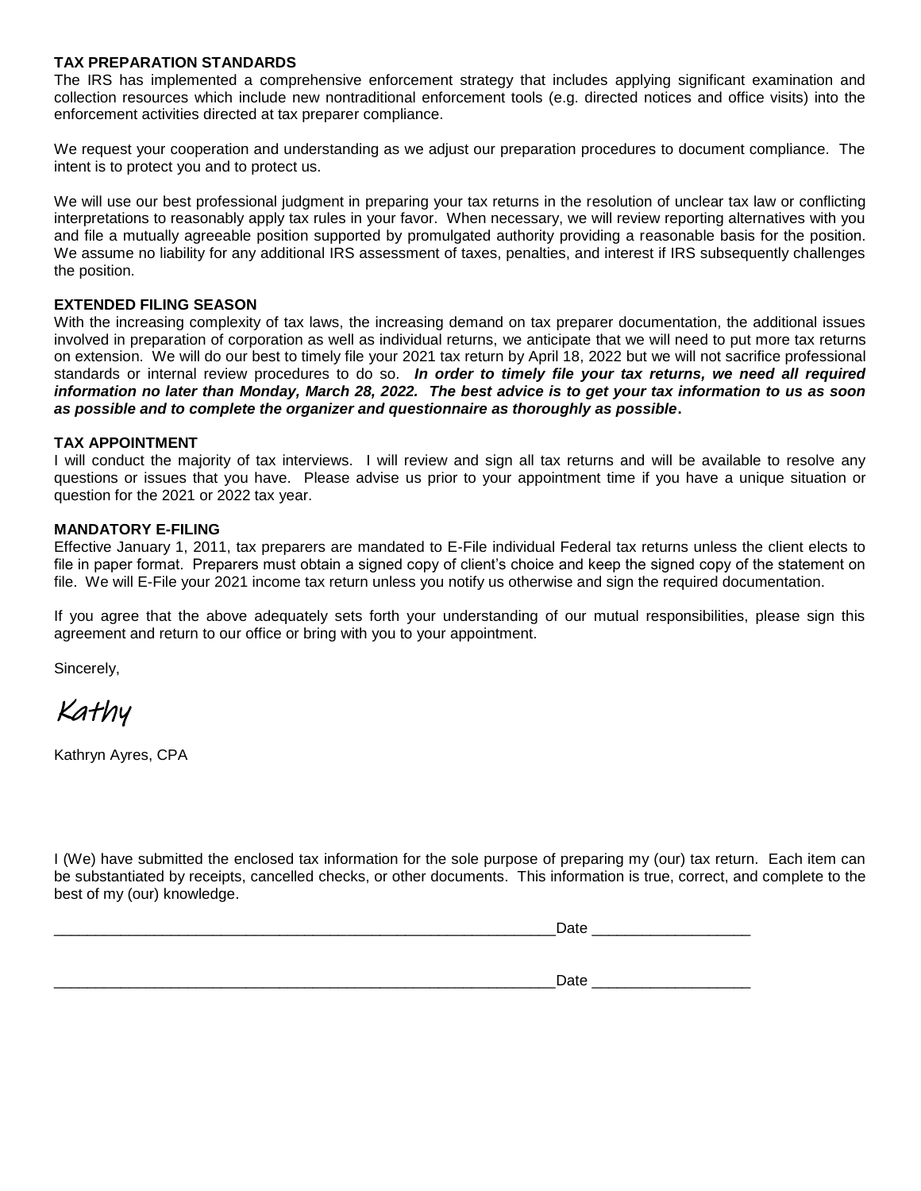**TAX PREPARATION STANDARDS**

The IRS has implemented a comprehensive enforcement strategy that includes applying significant examination and collection resources which include new nontraditional enforcement tools (e.g. directed notices and office visits) into the enforcement activities directed at tax preparer compliance.

We request your cooperation and understanding as we adjust our preparation procedures to document compliance. The intent is to protect you and to protect us.

We will use our best professional judgment in preparing your tax returns in the resolution of unclear tax law or conflicting interpretations to reasonably apply tax rules in your favor. When necessary, we will review reporting alternatives with you and file a mutually agreeable position supported by promulgated authority providing a reasonable basis for the position. We assume no liability for any additional IRS assessment of taxes, penalties, and interest if IRS subsequently challenges the position.

**EXTENDED FILING SEASON**

With the increasing complexity of tax laws, the increasing demand on tax preparer documentation, the additional issues involved in preparation of corporation as well as individual returns, we anticipate that we will need to put more tax returns on extension. We will do our best to timely file your 2021 tax return by April 18, 2022 but we will not sacrifice professional standards or internal review procedures to do so. ***In order to timely file your tax returns, we need all required information no later than Monday, March 28, 2022. The best advice is to get your tax information to us as soon as possible and to complete the organizer and questionnaire as thoroughly as possible*.**

**TAX APPOINTMENT**

I will conduct the majority of tax interviews. I will review and sign all tax returns and will be available to resolve any questions or issues that you have. Please advise us prior to your appointment time if you have a unique situation or question for the 2021 or 2022 tax year.

**MANDATORY E-FILING**

Effective January 1, 2011, tax preparers are mandated to E-File individual Federal tax returns unless the client elects to file in paper format. Preparers must obtain a signed copy of client's choice and keep the signed copy of the statement on file. We will E-File your 2021 income tax return unless you notify us otherwise and sign the required documentation.

If you agree that the above adequately sets forth your understanding of our mutual responsibilities, please sign this agreement and return to our office or bring with you to your appointment.

Sincerely,

Kathy

Kathryn Ayres, CPA

I (We) have submitted the enclosed tax information for the sole purpose of preparing my (our) tax return. Each item can be substantiated by receipts, cancelled checks, or other documents. This information is true, correct, and complete to the best of my (our) knowledge.

_______________________________________________________________Date ___________________

_______________________________________________________________Date ___________________